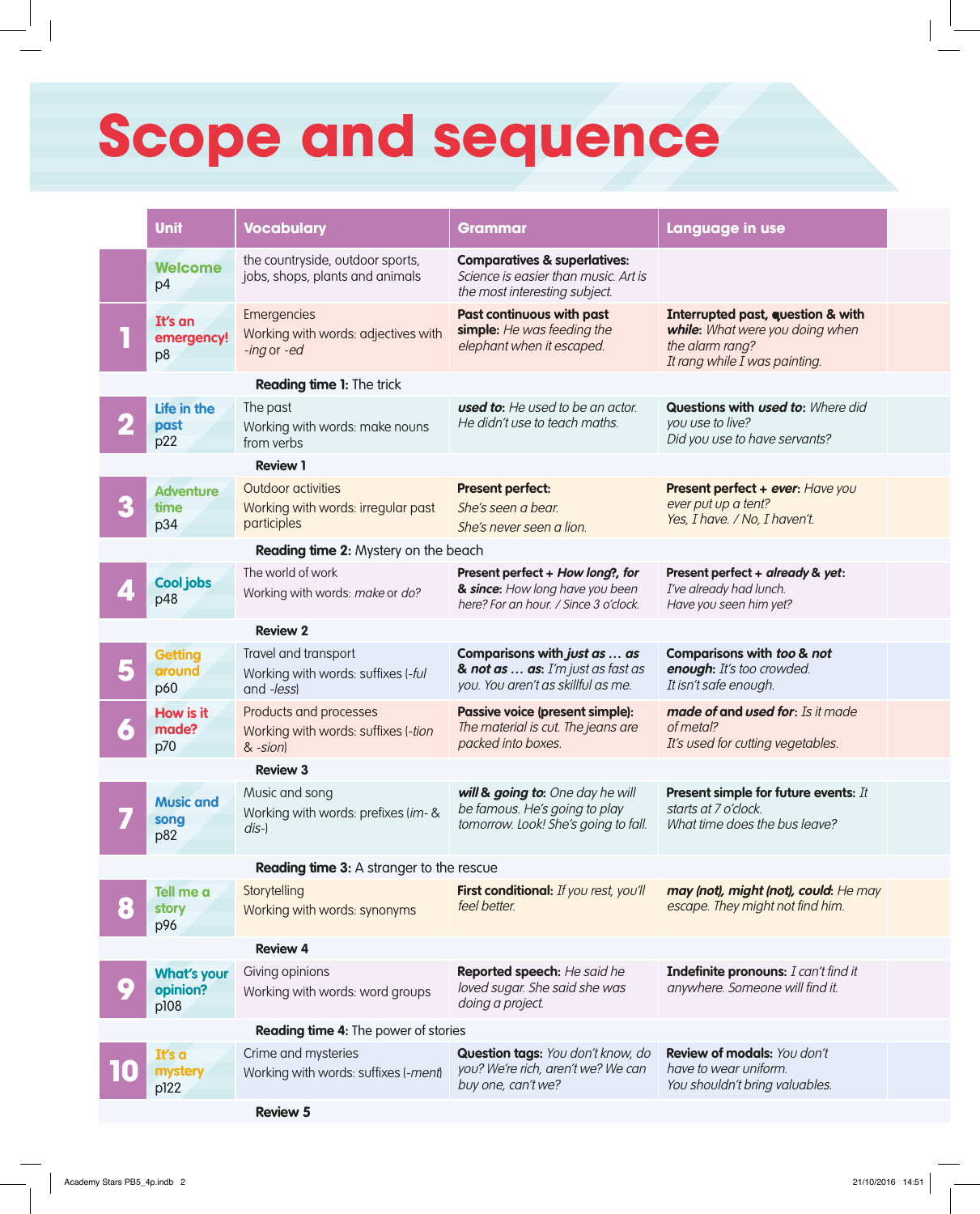# Scope and sequence

| Unit | Vocabulary | Grammar | Language in use |
|---|---|---|---|
| **Welcome** p4 | the countryside, outdoor sports, jobs, shops, plants and animals | **Comparatives & superlatives:** *Science is easier than music. Art is the most interesting subject.* | |
| **1 It's an emergency!** p8 | Emergencies<br>Working with words: adjectives with *-ing* or *-ed* | **Past continuous with past simple:** *He was feeding the elephant when it escaped.* | **Interrupted past, question & with *while*:** *What were you doing when the alarm rang? It rang while I was painting.* |
| | **Reading time 1:** The trick | | |
| **2 Life in the past** p22 | The past<br>Working with words: make nouns from verbs | ***used to*:** *He used to be an actor. He didn't use to teach maths.* | **Questions with *used to*:** *Where did you use to live? Did you use to have servants?* |
| | **Review 1** | | |
| **3 Adventure time** p34 | Outdoor activities<br>Working with words: irregular past participles | **Present perfect:** *She's seen a bear. She's never seen a lion.* | **Present perfect + *ever*:** *Have you ever put up a tent? Yes, I have. / No, I haven't.* |
| | **Reading time 2:** Mystery on the beach | | |
| **4 Cool jobs** p48 | The world of work<br>Working with words: *make* or *do?* | **Present perfect + *How long?*, *for* & *since*:** *How long have you been here? For an hour. / Since 3 o'clock.* | **Present perfect + *already* & *yet*:** *I've already had lunch. Have you seen him yet?* |
| | **Review 2** | | |
| **5 Getting around** p60 | Travel and transport<br>Working with words: suffixes (*-ful* and *-less*) | **Comparisons with *just as … as* & *not as … as*:** *I'm just as fast as you. You aren't as skillful as me.* | **Comparisons with *too* & *not enough*:** *It's too crowded. It isn't safe enough.* |
| **6 How is it made?** p70 | Products and processes<br>Working with words: suffixes (*-tion* & *-sion*) | **Passive voice (present simple):** *The material is cut. The jeans are packed into boxes.* | ***made of* and *used for*:** *Is it made of metal? It's used for cutting vegetables.* |
| | **Review 3** | | |
| **7 Music and song** p82 | Music and song<br>Working with words: prefixes (*im-* & *dis-*) | ***will* & *going to*:** *One day he will be famous. He's going to play tomorrow. Look! She's going to fall.* | **Present simple for future events:** *It starts at 7 o'clock. What time does the bus leave?* |
| | **Reading time 3:** A stranger to the rescue | | |
| **8 Tell me a story** p96 | Storytelling<br>Working with words: synonyms | **First conditional:** *If you rest, you'll feel better.* | ***may (not)*, *might (not)*, *could*:** *He may escape. They might not find him.* |
| | **Review 4** | | |
| **9 What's your opinion?** p108 | Giving opinions<br>Working with words: word groups | **Reported speech:** *He said he loved sugar. She said she was doing a project.* | **Indefinite pronouns:** *I can't find it anywhere. Someone will find it.* |
| | **Reading time 4:** The power of stories | | |
| **10 It's a mystery** p122 | Crime and mysteries<br>Working with words: suffixes (*-ment*) | **Question tags:** *You don't know, do you? We're rich, aren't we? We can buy one, can't we?* | **Review of modals:** *You don't have to wear uniform. You shouldn't bring valuables.* |
| | **Review 5** | | |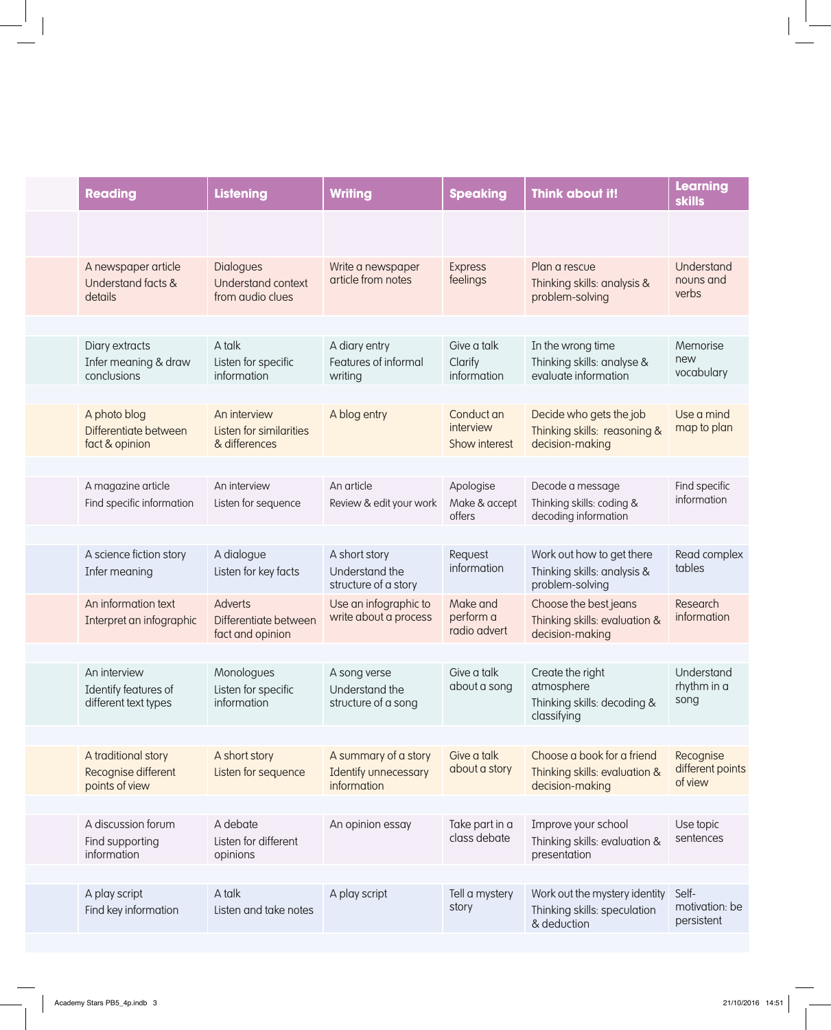| | Reading | Listening | Writing | Speaking | Think about it! | Learning skills |
|---|---|---|---|---|---|---|
| | | | | | | |
| | A newspaper article<br>Understand facts & details | Dialogues<br>Understand context from audio clues | Write a newspaper article from notes | Express feelings | Plan a rescue<br>Thinking skills: analysis & problem-solving | Understand nouns and verbs |
| | | | | | | |
| | Diary extracts<br>Infer meaning & draw conclusions | A talk<br>Listen for specific information | A diary entry<br>Features of informal writing | Give a talk<br>Clarify information | In the wrong time<br>Thinking skills: analyse & evaluate information | Memorise new vocabulary |
| | | | | | | |
| | A photo blog<br>Differentiate between fact & opinion | An interview<br>Listen for similarities & differences | A blog entry | Conduct an interview<br>Show interest | Decide who gets the job<br>Thinking skills: reasoning & decision-making | Use a mind map to plan |
| | | | | | | |
| | A magazine article<br>Find specific information | An interview<br>Listen for sequence | An article<br>Review & edit your work | Apologise<br>Make & accept offers | Decode a message<br>Thinking skills: coding & decoding information | Find specific information |
| | | | | | | |
| | A science fiction story<br>Infer meaning | A dialogue<br>Listen for key facts | A short story<br>Understand the structure of a story | Request information | Work out how to get there<br>Thinking skills: analysis & problem-solving | Read complex tables |
| | An information text<br>Interpret an infographic | Adverts<br>Differentiate between fact and opinion | Use an infographic to write about a process | Make and perform a radio advert | Choose the best jeans<br>Thinking skills: evaluation & decision-making | Research information |
| | | | | | | |
| | An interview<br>Identify features of different text types | Monologues<br>Listen for specific information | A song verse<br>Understand the structure of a song | Give a talk about a song | Create the right atmosphere<br>Thinking skills: decoding & classifying | Understand rhythm in a song |
| | | | | | | |
| | A traditional story<br>Recognise different points of view | A short story<br>Listen for sequence | A summary of a story<br>Identify unnecessary information | Give a talk about a story | Choose a book for a friend<br>Thinking skills: evaluation & decision-making | Recognise different points of view |
| | | | | | | |
| | A discussion forum<br>Find supporting information | A debate<br>Listen for different opinions | An opinion essay | Take part in a class debate | Improve your school<br>Thinking skills: evaluation & presentation | Use topic sentences |
| | | | | | | |
| | A play script<br>Find key information | A talk<br>Listen and take notes | A play script | Tell a mystery story | Work out the mystery identity<br>Thinking skills: speculation & deduction | Self-motivation: be persistent |
| | | | | | | |